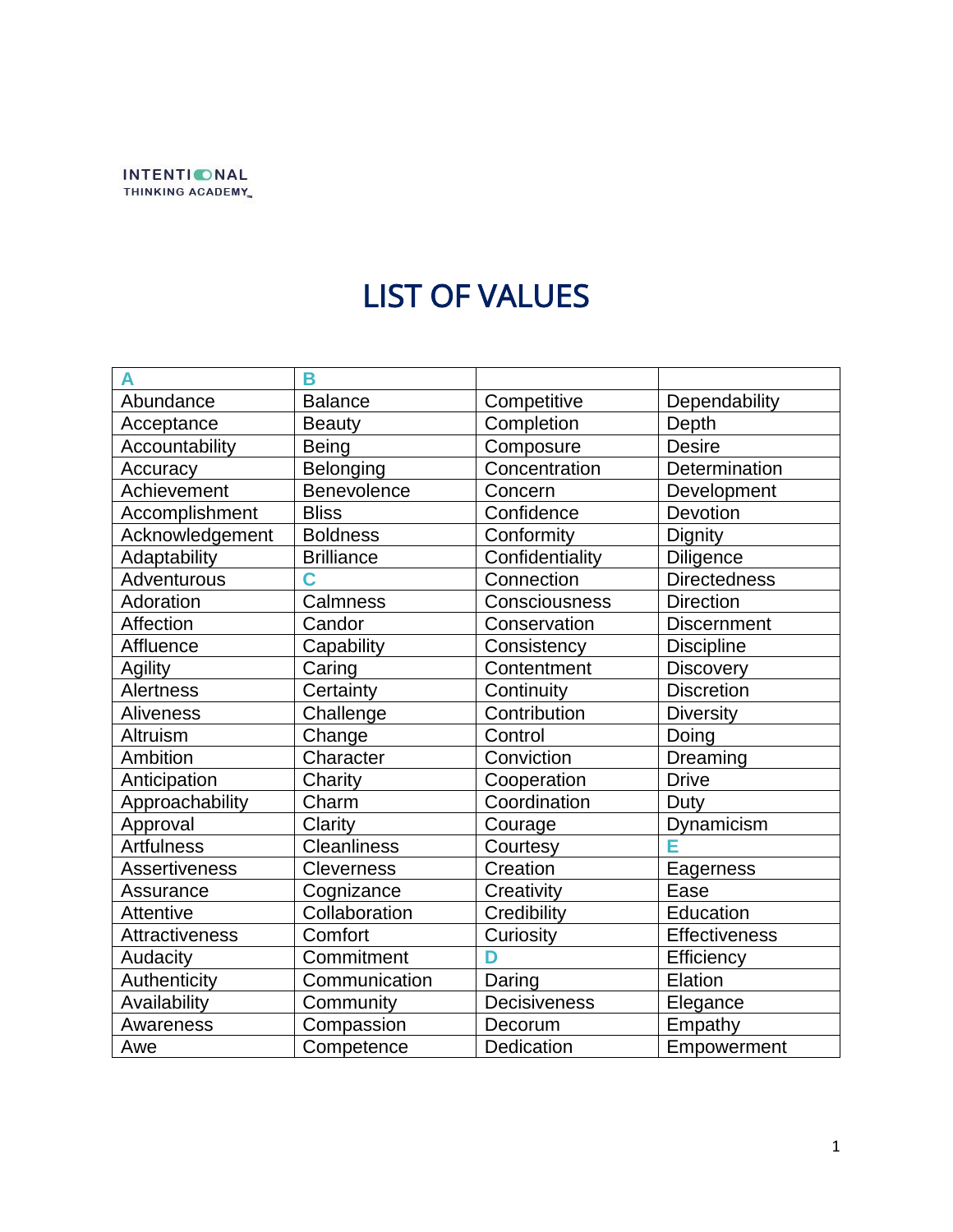INTENTIONAL THINKING ACADEMY

# LIST OF VALUES

| A | B | | |
|---|---|---|---|
| Abundance | Balance | Competitive | Dependability |
| Acceptance | Beauty | Completion | Depth |
| Accountability | Being | Composure | Desire |
| Accuracy | Belonging | Concentration | Determination |
| Achievement | Benevolence | Concern | Development |
| Accomplishment | Bliss | Confidence | Devotion |
| Acknowledgement | Boldness | Conformity | Dignity |
| Adaptability | Brilliance | Confidentiality | Diligence |
| Adventurous | **C** | Connection | Directedness |
| Adoration | Calmness | Consciousness | Direction |
| Affection | Candor | Conservation | Discernment |
| Affluence | Capability | Consistency | Discipline |
| Agility | Caring | Contentment | Discovery |
| Alertness | Certainty | Continuity | Discretion |
| Aliveness | Challenge | Contribution | Diversity |
| Altruism | Change | Control | Doing |
| Ambition | Character | Conviction | Dreaming |
| Anticipation | Charity | Cooperation | Drive |
| Approachability | Charm | Coordination | Duty |
| Approval | Clarity | Courage | Dynamicism |
| Artfulness | Cleanliness | Courtesy | **E** |
| Assertiveness | Cleverness | Creation | Eagerness |
| Assurance | Cognizance | Creativity | Ease |
| Attentive | Collaboration | Credibility | Education |
| Attractiveness | Comfort | Curiosity | Effectiveness |
| Audacity | Commitment | **D** | Efficiency |
| Authenticity | Communication | Daring | Elation |
| Availability | Community | Decisiveness | Elegance |
| Awareness | Compassion | Decorum | Empathy |
| Awe | Competence | Dedication | Empowerment |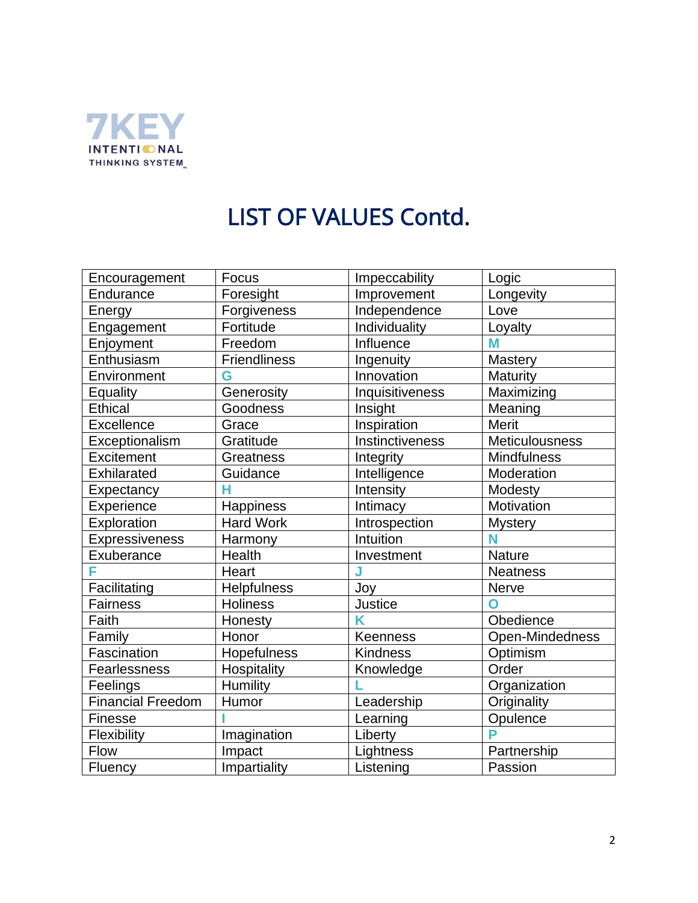# LIST OF VALUES Contd.

| Encouragement | Focus | Impeccability | Logic |
|---|---|---|---|
| Endurance | Foresight | Improvement | Longevity |
| Energy | Forgiveness | Independence | Love |
| Engagement | Fortitude | Individuality | Loyalty |
| Enjoyment | Freedom | Influence | **M** |
| Enthusiasm | Friendliness | Ingenuity | Mastery |
| Environment | **G** | Innovation | Maturity |
| Equality | Generosity | Inquisitiveness | Maximizing |
| Ethical | Goodness | Insight | Meaning |
| Excellence | Grace | Inspiration | Merit |
| Exceptionalism | Gratitude | Instinctiveness | Meticulousness |
| Excitement | Greatness | Integrity | Mindfulness |
| Exhilarated | Guidance | Intelligence | Moderation |
| Expectancy | **H** | Intensity | Modesty |
| Experience | Happiness | Intimacy | Motivation |
| Exploration | Hard Work | Introspection | Mystery |
| Expressiveness | Harmony | Intuition | **N** |
| Exuberance | Health | Investment | Nature |
| **F** | Heart | **J** | Neatness |
| Facilitating | Helpfulness | Joy | Nerve |
| Fairness | Holiness | Justice | **O** |
| Faith | Honesty | **K** | Obedience |
| Family | Honor | Keenness | Open-Mindedness |
| Fascination | Hopefulness | Kindness | Optimism |
| Fearlessness | Hospitality | Knowledge | Order |
| Feelings | Humility | **L** | Organization |
| Financial Freedom | Humor | Leadership | Originality |
| Finesse | **I** | Learning | Opulence |
| Flexibility | Imagination | Liberty | **P** |
| Flow | Impact | Lightness | Partnership |
| Fluency | Impartiality | Listening | Passion |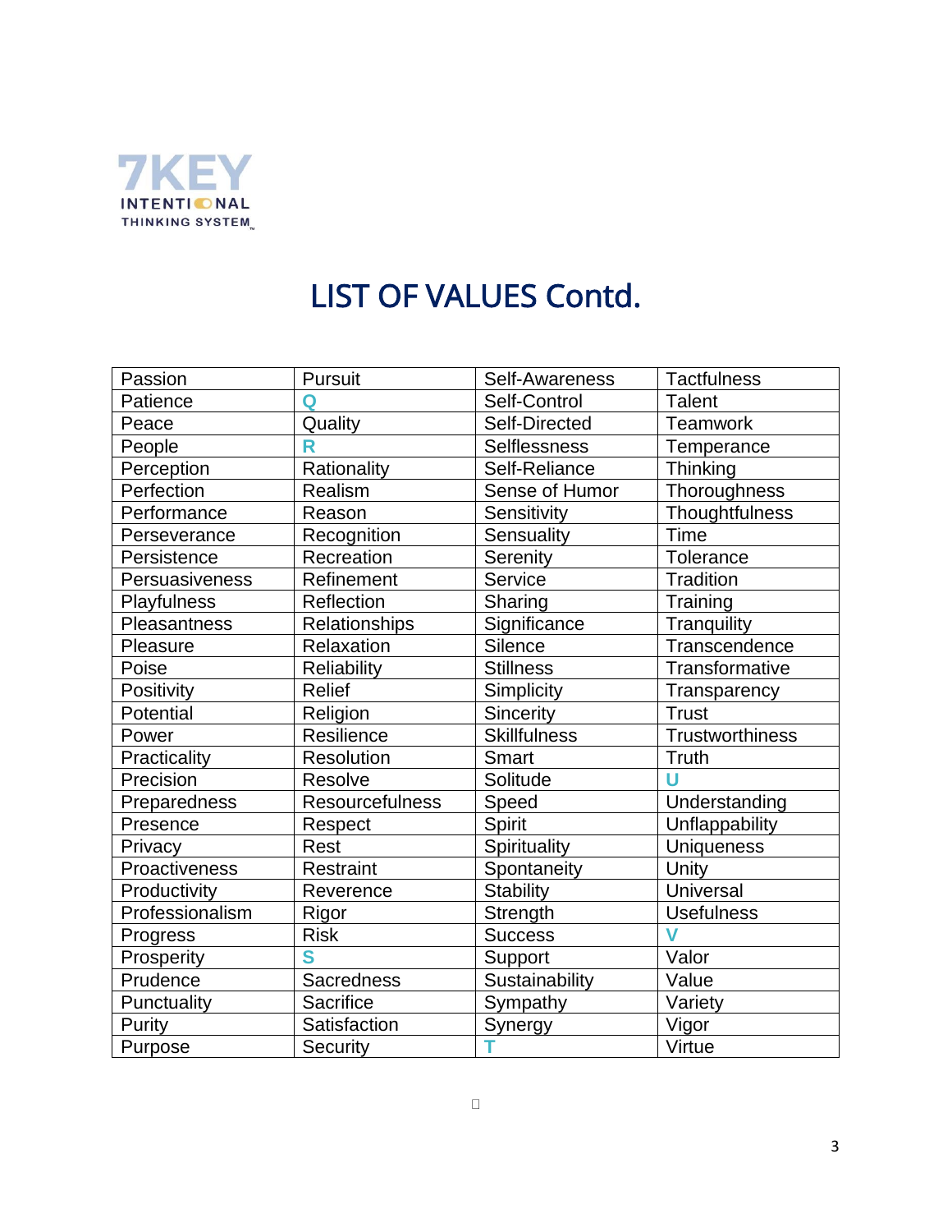# LIST OF VALUES Contd.

| Passion | Pursuit | Self-Awareness | Tactfulness |
|---|---|---|---|
| Patience | **Q** | Self-Control | Talent |
| Peace | Quality | Self-Directed | Teamwork |
| People | **R** | Selflessness | Temperance |
| Perception | Rationality | Self-Reliance | Thinking |
| Perfection | Realism | Sense of Humor | Thoroughness |
| Performance | Reason | Sensitivity | Thoughtfulness |
| Perseverance | Recognition | Sensuality | Time |
| Persistence | Recreation | Serenity | Tolerance |
| Persuasiveness | Refinement | Service | Tradition |
| Playfulness | Reflection | Sharing | Training |
| Pleasantness | Relationships | Significance | Tranquility |
| Pleasure | Relaxation | Silence | Transcendence |
| Poise | Reliability | Stillness | Transformative |
| Positivity | Relief | Simplicity | Transparency |
| Potential | Religion | Sincerity | Trust |
| Power | Resilience | Skillfulness | Trustworthiness |
| Practicality | Resolution | Smart | Truth |
| Precision | Resolve | Solitude | **U** |
| Preparedness | Resourcefulness | Speed | Understanding |
| Presence | Respect | Spirit | Unflappability |
| Privacy | Rest | Spirituality | Uniqueness |
| Proactiveness | Restraint | Spontaneity | Unity |
| Productivity | Reverence | Stability | Universal |
| Professionalism | Rigor | Strength | Usefulness |
| Progress | Risk | Success | **V** |
| Prosperity | **S** | Support | Valor |
| Prudence | Sacredness | Sustainability | Value |
| Punctuality | Sacrifice | Sympathy | Variety |
| Purity | Satisfaction | Synergy | Vigor |
| Purpose | Security | **T** | Virtue |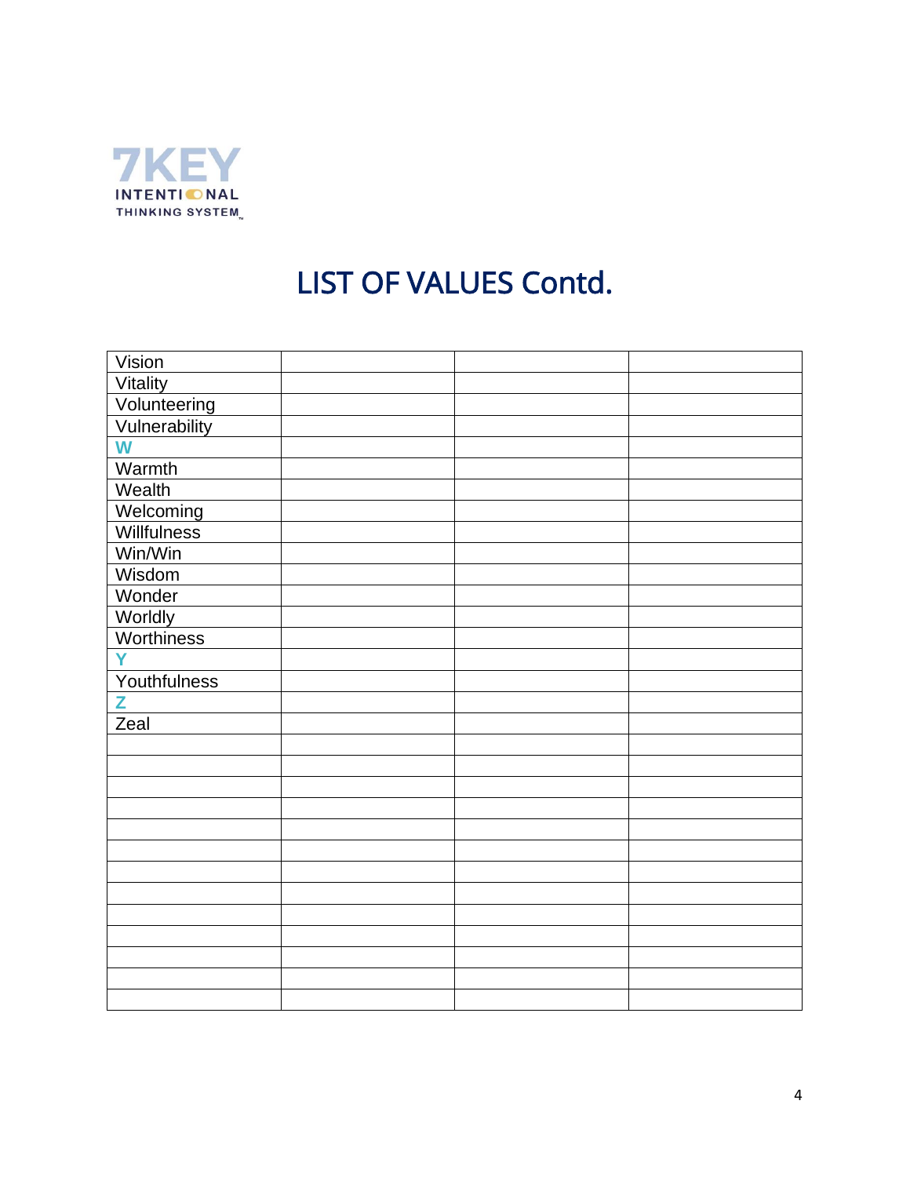# LIST OF VALUES Contd.

| | | | |
|---|---|---|---|
| Vision | | | |
| Vitality | | | |
| Volunteering | | | |
| Vulnerability | | | |
| **W** | | | |
| Warmth | | | |
| Wealth | | | |
| Welcoming | | | |
| Willfulness | | | |
| Win/Win | | | |
| Wisdom | | | |
| Wonder | | | |
| Worldly | | | |
| Worthiness | | | |
| **Y** | | | |
| Youthfulness | | | |
| **Z** | | | |
| Zeal | | | |
| | | | |
| | | | |
| | | | |
| | | | |
| | | | |
| | | | |
| | | | |
| | | | |
| | | | |
| | | | |
| | | | |
| | | | |
| | | | |